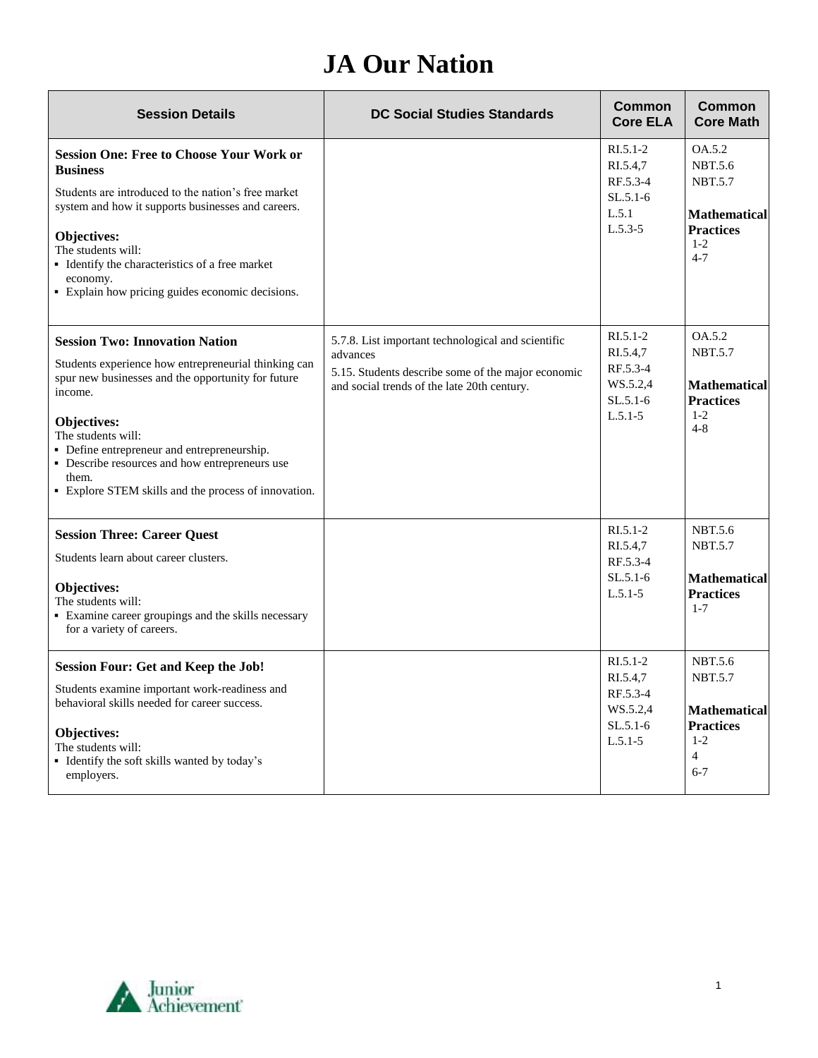# JA Our Nation

| Session Details | DC Social Studies Standards | Common Core ELA | Common Core Math |
|---|---|---|---|
| **Session One: Free to Choose Your Work or Business**<br><br>Students are introduced to the nation's free market system and how it supports businesses and careers.<br><br>**Objectives:**<br>The students will:<br>▪ Identify the characteristics of a free market economy.<br>▪ Explain how pricing guides economic decisions. | | RI.5.1-2<br>RI.5.4,7<br>RF.5.3-4<br>SL.5.1-6<br>L.5.1<br>L.5.3-5 | OA.5.2<br>NBT.5.6<br>NBT.5.7<br><br>**Mathematical Practices**<br>1-2<br>4-7 |
| **Session Two: Innovation Nation**<br><br>Students experience how entrepreneurial thinking can spur new businesses and the opportunity for future income.<br><br>**Objectives:**<br>The students will:<br>▪ Define entrepreneur and entrepreneurship.<br>▪ Describe resources and how entrepreneurs use them.<br>▪ Explore STEM skills and the process of innovation. | 5.7.8. List important technological and scientific advances<br>5.15. Students describe some of the major economic and social trends of the late 20th century. | RI.5.1-2<br>RI.5.4,7<br>RF.5.3-4<br>WS.5.2,4<br>SL.5.1-6<br>L.5.1-5 | OA.5.2<br>NBT.5.7<br><br>**Mathematical Practices**<br>1-2<br>4-8 |
| **Session Three: Career Quest**<br><br>Students learn about career clusters.<br><br>**Objectives:**<br>The students will:<br>▪ Examine career groupings and the skills necessary for a variety of careers. | | RI.5.1-2<br>RI.5.4,7<br>RF.5.3-4<br>SL.5.1-6<br>L.5.1-5 | NBT.5.6<br>NBT.5.7<br><br>**Mathematical Practices**<br>1-7 |
| **Session Four: Get and Keep the Job!**<br><br>Students examine important work-readiness and behavioral skills needed for career success.<br><br>**Objectives:**<br>The students will:<br>▪ Identify the soft skills wanted by today's employers. | | RI.5.1-2<br>RI.5.4,7<br>RF.5.3-4<br>WS.5.2,4<br>SL.5.1-6<br>L.5.1-5 | NBT.5.6<br>NBT.5.7<br><br>**Mathematical Practices**<br>1-2<br>4<br>6-7 |

Junior Achievement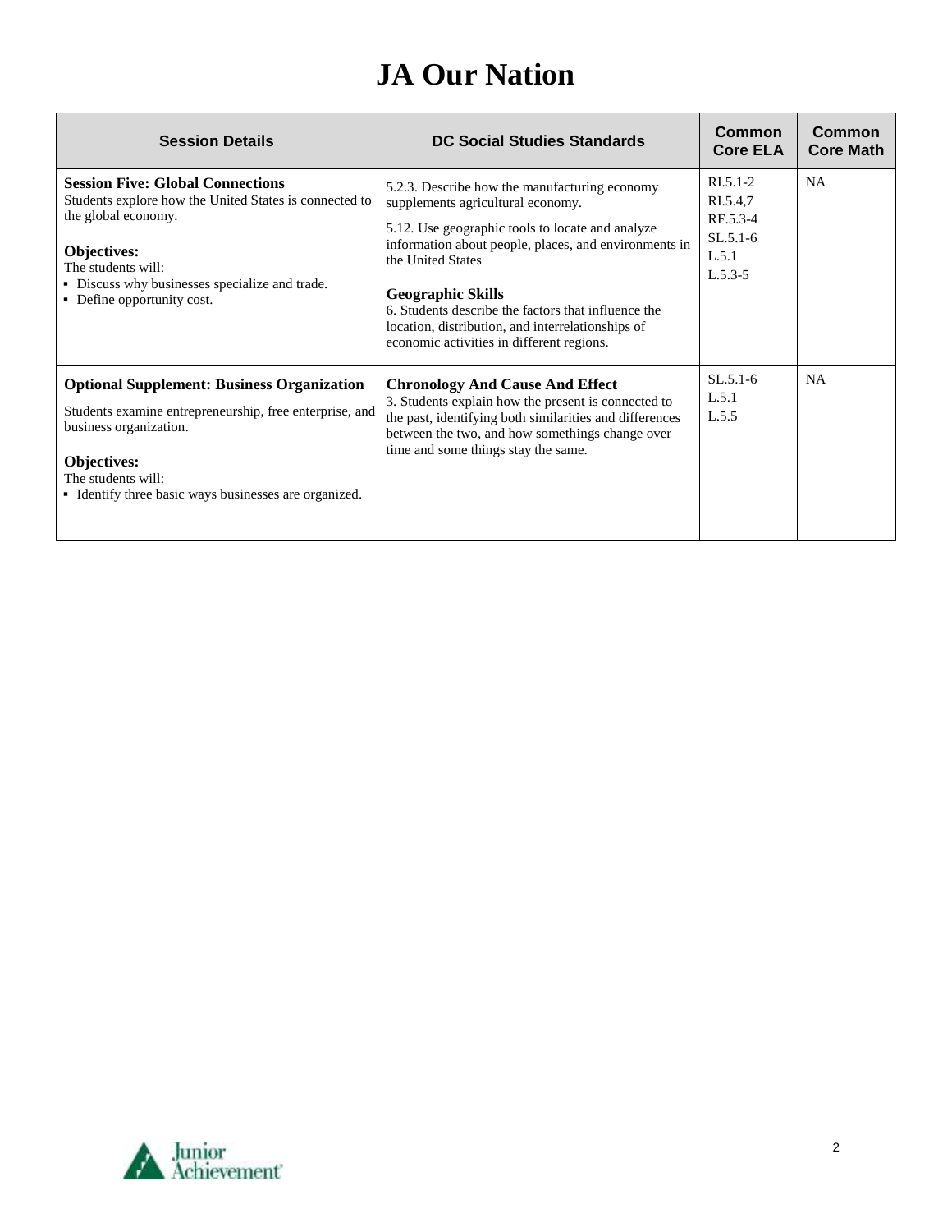# JA Our Nation

| Session Details | DC Social Studies Standards | Common Core ELA | Common Core Math |
| --- | --- | --- | --- |
| **Session Five: Global Connections**<br>Students explore how the United States is connected to the global economy.<br><br>**Objectives:**<br>The students will:<br>▪ Discuss why businesses specialize and trade.<br>▪ Define opportunity cost. | 5.2.3. Describe how the manufacturing economy supplements agricultural economy.<br><br>5.12. Use geographic tools to locate and analyze information about people, places, and environments in the United States<br><br>**Geographic Skills**<br>6. Students describe the factors that influence the location, distribution, and interrelationships of economic activities in different regions. | RI.5.1-2<br>RI.5.4,7<br>RF.5.3-4<br>SL.5.1-6<br>L.5.1<br>L.5.3-5 | NA |
| **Optional Supplement: Business Organization**<br>Students examine entrepreneurship, free enterprise, and business organization.<br><br>**Objectives:**<br>The students will:<br>▪ Identify three basic ways businesses are organized. | **Chronology And Cause And Effect**<br>3. Students explain how the present is connected to the past, identifying both similarities and differences between the two, and how somethings change over time and some things stay the same. | SL.5.1-6<br>L.5.1<br>L.5.5 | NA |